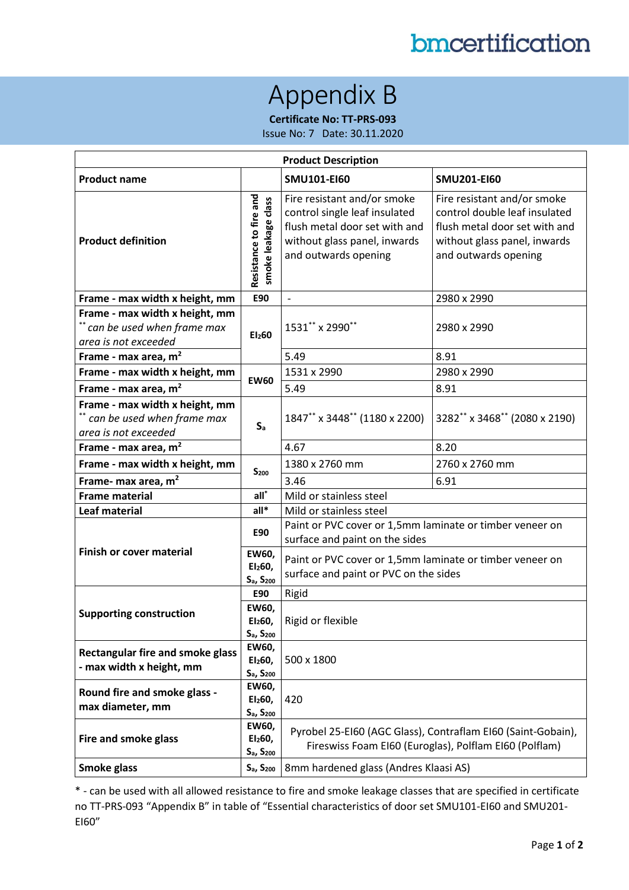# Appendix B

**Certificate No: TT-PRS-093**

Issue No: 7 Date: 30.11.2020

| Product Description | | | |
|---|---|---|---|
| **Product name** | | **SMU101-EI60** | **SMU201-EI60** |
| **Product definition** | **Resistance to fire and smoke leakage class** | Fire resistant and/or smoke control single leaf insulated flush metal door set with and without glass panel, inwards and outwards opening | Fire resistant and/or smoke control double leaf insulated flush metal door set with and without glass panel, inwards and outwards opening |
| **Frame - max width x height, mm** | **E90** | - | 2980 x 2990 |
| **Frame - max width x height, mm** ** *can be used when frame max area is not exceeded* | **$EI_2 60$** | 1531** x 2990** | 2980 x 2990 |
| **Frame - max area, m²** | | 5.49 | 8.91 |
| **Frame - max width x height, mm** | **EW60** | 1531 x 2990 | 2980 x 2990 |
| **Frame - max area, m²** | | 5.49 | 8.91 |
| **Frame - max width x height, mm** ** *can be used when frame max area is not exceeded* | **$S_a$** | 1847** x 3448** (1180 x 2200) | 3282** x 3468** (2080 x 2190) |
| **Frame - max area, m²** | | 4.67 | 8.20 |
| **Frame - max width x height, mm** | **$S_{200}$** | 1380 x 2760 mm | 2760 x 2760 mm |
| **Frame- max area, m²** | | 3.46 | 6.91 |
| **Frame material** | **all*** | Mild or stainless steel | |
| **Leaf material** | **all*** | Mild or stainless steel | |
| **Finish or cover material** | **E90** | Paint or PVC cover or 1,5mm laminate or timber veneer on surface and paint on the sides | |
| | **EW60, $EI_2 60$, $S_a$, $S_{200}$** | Paint or PVC cover or 1,5mm laminate or timber veneer on surface and paint or PVC on the sides | |
| **Supporting construction** | **E90** | Rigid | |
| | **EW60, $EI_2 60$, $S_a$, $S_{200}$** | Rigid or flexible | |
| **Rectangular fire and smoke glass - max width x height, mm** | **EW60, $EI_2 60$, $S_a$, $S_{200}$** | 500 x 1800 | |
| **Round fire and smoke glass - max diameter, mm** | **EW60, $EI_2 60$, $S_a$, $S_{200}$** | 420 | |
| **Fire and smoke glass** | **EW60, $EI_2 60$, $S_a$, $S_{200}$** | Pyrobel 25-EI60 (AGC Glass), Contraflam EI60 (Saint-Gobain), Fireswiss Foam EI60 (Euroglas), Polflam EI60 (Polflam) | |
| **Smoke glass** | **$S_a$, $S_{200}$** | 8mm hardened glass (Andres Klaasi AS) | |

* - can be used with all allowed resistance to fire and smoke leakage classes that are specified in certificate no TT-PRS-093 "Appendix B" in table of "Essential characteristics of door set SMU101-EI60 and SMU201-EI60"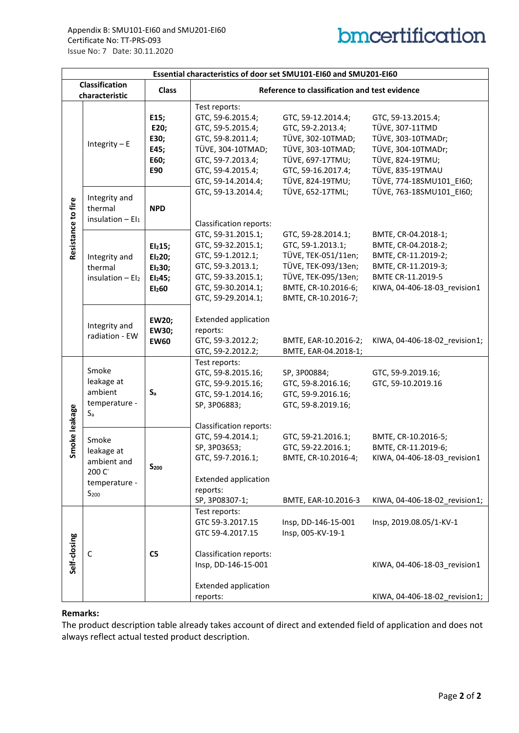Appendix B: SMU101-EI60 and SMU201-EI60
Certificate No: TT-PRS-093
Issue No: 7 Date: 30.11.2020

bmcertification

| Essential characteristics of door set SMU101-EI60 and SMU201-EI60 | | | | | |
|---|---|---|---|---|---|
| **Classification characteristic** | | **Class** | **Reference to classification and test evidence** | | |
| Resistance to fire | Integrity – E | **E15; E20; E30; E45; E60; E90** | Test reports:<br>GTC, 59-6.2015.4;<br>GTC, 59-5.2015.4;<br>GTC, 59-8.2011.4;<br>TÜVE, 304-10TMAD;<br>GTC, 59-7.2013.4;<br>GTC, 59-4.2015.4;<br>GTC, 59-14.2014.4; | GTC, 59-12.2014.4;<br>GTC, 59-2.2013.4;<br>TÜVE, 302-10TMAD;<br>TÜVE, 303-10TMAD;<br>TÜVE, 697-17TMU;<br>GTC, 59-16.2017.4;<br>TÜVE, 824-19TMU; | GTC, 59-13.2015.4;<br>TÜVE, 307-11TMD<br>TÜVE, 303-10TMADr;<br>TÜVE, 304-10TMADr;<br>TÜVE, 824-19TMU;<br>TÜVE, 835-19TMAU<br>TÜVE, 774-18SMU101_EI60; |
| | Integrity and thermal insulation – $EI_1$ | **NPD** | GTC, 59-13.2014.4;<br><br>Classification reports: | TÜVE, 652-17TML; | TÜVE, 763-18SMU101_EI60; |
| | Integrity and thermal insulation – $EI_2$ | **$EI_2$15; $EI_2$20; $EI_2$30; $EI_2$45; $EI_2$60** | GTC, 59-31.2015.1;<br>GTC, 59-32.2015.1;<br>GTC, 59-1.2012.1;<br>GTC, 59-3.2013.1;<br>GTC, 59-33.2015.1;<br>GTC, 59-30.2014.1;<br>GTC, 59-29.2014.1; | GTC, 59-28.2014.1;<br>GTC, 59-1.2013.1;<br>TÜVE, TEK-051/11en;<br>TÜVE, TEK-093/13en;<br>TÜVE, TEK-095/13en;<br>BMTE, CR-10.2016-6;<br>BMTE, CR-10.2016-7; | BMTE, CR-04.2018-1;<br>BMTE, CR-04.2018-2;<br>BMTE, CR-11.2019-2;<br>BMTE, CR-11.2019-3;<br>BMTE CR-11.2019-5<br>KIWA, 04-406-18-03_revision1 |
| | Integrity and radiation - EW | **EW20; EW30; EW60** | Extended application reports:<br>GTC, 59-3.2012.2;<br>GTC, 59-2.2012.2; | BMTE, EAR-10.2016-2;<br>BMTE, EAR-04.2018-1; | KIWA, 04-406-18-02_revision1; |
| Smoke leakage | Smoke leakage at ambient temperature - $S_a$ | **$S_a$** | Test reports:<br>GTC, 59-8.2015.16;<br>GTC, 59-9.2015.16;<br>GTC, 59-1.2014.16;<br>SP, 3P06883;<br><br>Classification reports: | SP, 3P00884;<br>GTC, 59-8.2016.16;<br>GTC, 59-9.2016.16;<br>GTC, 59-8.2019.16; | GTC, 59-9.2019.16;<br>GTC, 59-10.2019.16 |
| | Smoke leakage at ambient and 200 C° temperature - $S_{200}$ | **$S_{200}$** | GTC, 59-4.2014.1;<br>SP, 3P03653;<br>GTC, 59-7.2016.1;<br><br>Extended application reports:<br>SP, 3P08307-1; | GTC, 59-21.2016.1;<br>GTC, 59-22.2016.1;<br>BMTE, CR-10.2016-4;<br><br>BMTE, EAR-10.2016-3 | BMTE, CR-10.2016-5;<br>BMTE, CR-11.2019-6;<br>KIWA, 04-406-18-03_revision1<br><br>KIWA, 04-406-18-02_revision1; |
| Self-closing | C | **C5** | Test reports:<br>GTC 59-3.2017.15<br>GTC 59-4.2017.15<br><br>Classification reports:<br>Insp, DD-146-15-001<br><br>Extended application reports: | Insp, DD-146-15-001<br>Insp, 005-KV-19-1 | Insp, 2019.08.05/1-KV-1<br><br>KIWA, 04-406-18-03_revision1<br><br>KIWA, 04-406-18-02_revision1; |

**Remarks:**

The product description table already takes account of direct and extended field of application and does not always reflect actual tested product description.